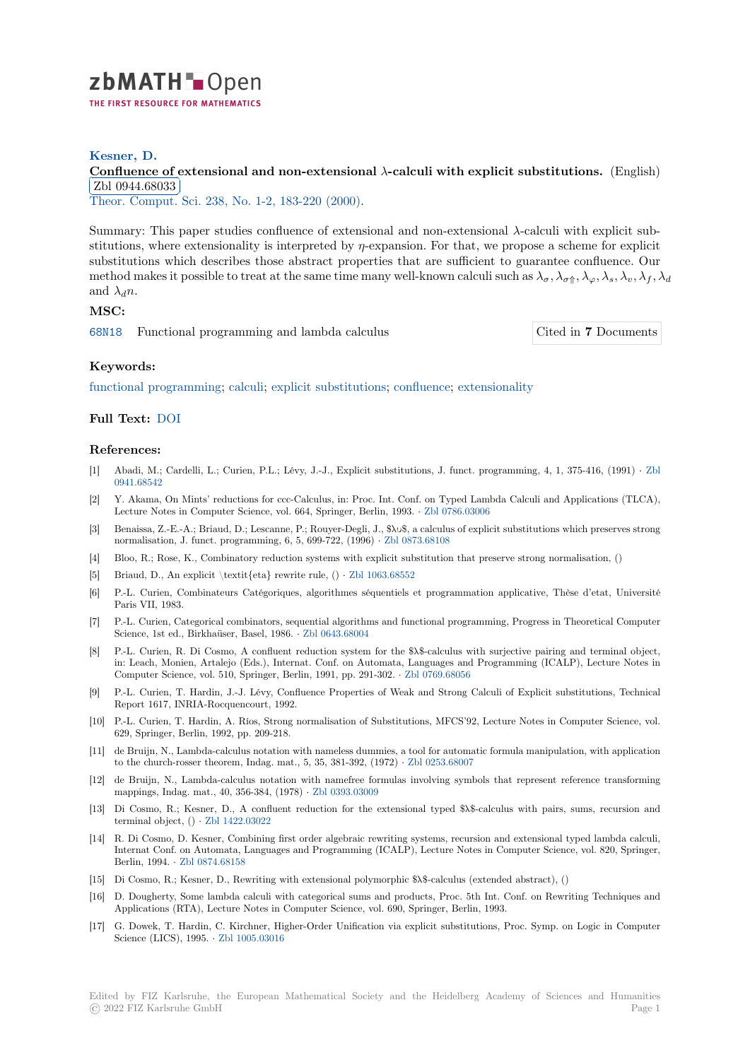# zbMATH Open

THE FIRST RESOURCE FOR MATHEMATICS

**Kesner, D.**

**Confluence of extensional and non-extensional $\lambda$-calculi with explicit substitutions.** (English)
Zbl 0944.68033

Theor. Comput. Sci. 238, No. 1-2, 183-220 (2000).

Summary: This paper studies confluence of extensional and non-extensional $\lambda$-calculi with explicit substitutions, where extensionality is interpreted by $\eta$-expansion. For that, we propose a scheme for explicit substitutions which describes those abstract properties that are sufficient to guarantee confluence. Our method makes it possible to treat at the same time many well-known calculi such as $\lambda_\sigma, \lambda_{\sigma\Uparrow}, \lambda_\varphi, \lambda_s, \lambda_v, \lambda_f, \lambda_d$ and $\lambda_d n$.

## MSC:

68N18 Functional programming and lambda calculus

Cited in **7** Documents

## Keywords:

functional programming; calculi; explicit substitutions; confluence; extensionality

## Full Text: DOI

## References:

[1] Abadi, M.; Cardelli, L.; Curien, P.L.; Lévy, J.-J., Explicit substitutions, J. funct. programming, 4, 1, 375-416, (1991) · Zbl 0941.68542

[2] Y. Akama, On Mints' reductions for ccc-Calculus, in: Proc. Int. Conf. on Typed Lambda Calculi and Applications (TLCA), Lecture Notes in Computer Science, vol. 664, Springer, Berlin, 1993. · Zbl 0786.03006

[3] Benaissa, Z.-E.-A.; Briaud, D.; Lescanne, P.; Rouyer-Degli, J., $\lambda\upsilon$, a calculus of explicit substitutions which preserves strong normalisation, J. funct. programming, 6, 5, 699-722, (1996) · Zbl 0873.68108

[4] Bloo, R.; Rose, K., Combinatory reduction systems with explicit substitution that preserve strong normalisation, ()

[5] Briaud, D., An explicit \textit{eta} rewrite rule, () · Zbl 1063.68552

[6] P.-L. Curien, Combinateurs Catégoriques, algorithmes séquentiels et programmation applicative, Thèse d'etat, Université Paris VII, 1983.

[7] P.-L. Curien, Categorical combinators, sequential algorithms and functional programming, Progress in Theoretical Computer Science, 1st ed., Birkhaüser, Basel, 1986. · Zbl 0643.68004

[8] P.-L. Curien, R. Di Cosmo, A confluent reduction system for the $\lambda$-calculus with surjective pairing and terminal object, in: Leach, Monien, Artalejo (Eds.), Internat. Conf. on Automata, Languages and Programming (ICALP), Lecture Notes in Computer Science, vol. 510, Springer, Berlin, 1991, pp. 291-302. · Zbl 0769.68056

[9] P.-L. Curien, T. Hardin, J.-J. Lévy, Confluence Properties of Weak and Strong Calculi of Explicit substitutions, Technical Report 1617, INRIA-Rocquencourt, 1992.

[10] P.-L. Curien, T. Hardin, A. Rios, Strong normalisation of Substitutions, MFCS'92, Lecture Notes in Computer Science, vol. 629, Springer, Berlin, 1992, pp. 209-218.

[11] de Bruijn, N., Lambda-calculus notation with nameless dummies, a tool for automatic formula manipulation, with application to the church-rosser theorem, Indag. mat., 5, 35, 381-392, (1972) · Zbl 0253.68007

[12] de Bruijn, N., Lambda-calculus notation with namefree formulas involving symbols that represent reference transforming mappings, Indag. mat., 40, 356-384, (1978) · Zbl 0393.03009

[13] Di Cosmo, R.; Kesner, D., A confluent reduction for the extensional typed $\lambda$-calculus with pairs, sums, recursion and terminal object, () · Zbl 1422.03022

[14] R. Di Cosmo, D. Kesner, Combining first order algebraic rewriting systems, recursion and extensional typed lambda calculi, Internat Conf. on Automata, Languages and Programming (ICALP), Lecture Notes in Computer Science, vol. 820, Springer, Berlin, 1994. · Zbl 0874.68158

[15] Di Cosmo, R.; Kesner, D., Rewriting with extensional polymorphic $\lambda$-calculus (extended abstract), ()

[16] D. Dougherty, Some lambda calculi with categorical sums and products, Proc. 5th Int. Conf. on Rewriting Techniques and Applications (RTA), Lecture Notes in Computer Science, vol. 690, Springer, Berlin, 1993.

[17] G. Dowek, T. Hardin, C. Kirchner, Higher-Order Unification via explicit substitutions, Proc. Symp. on Logic in Computer Science (LICS), 1995. · Zbl 1005.03016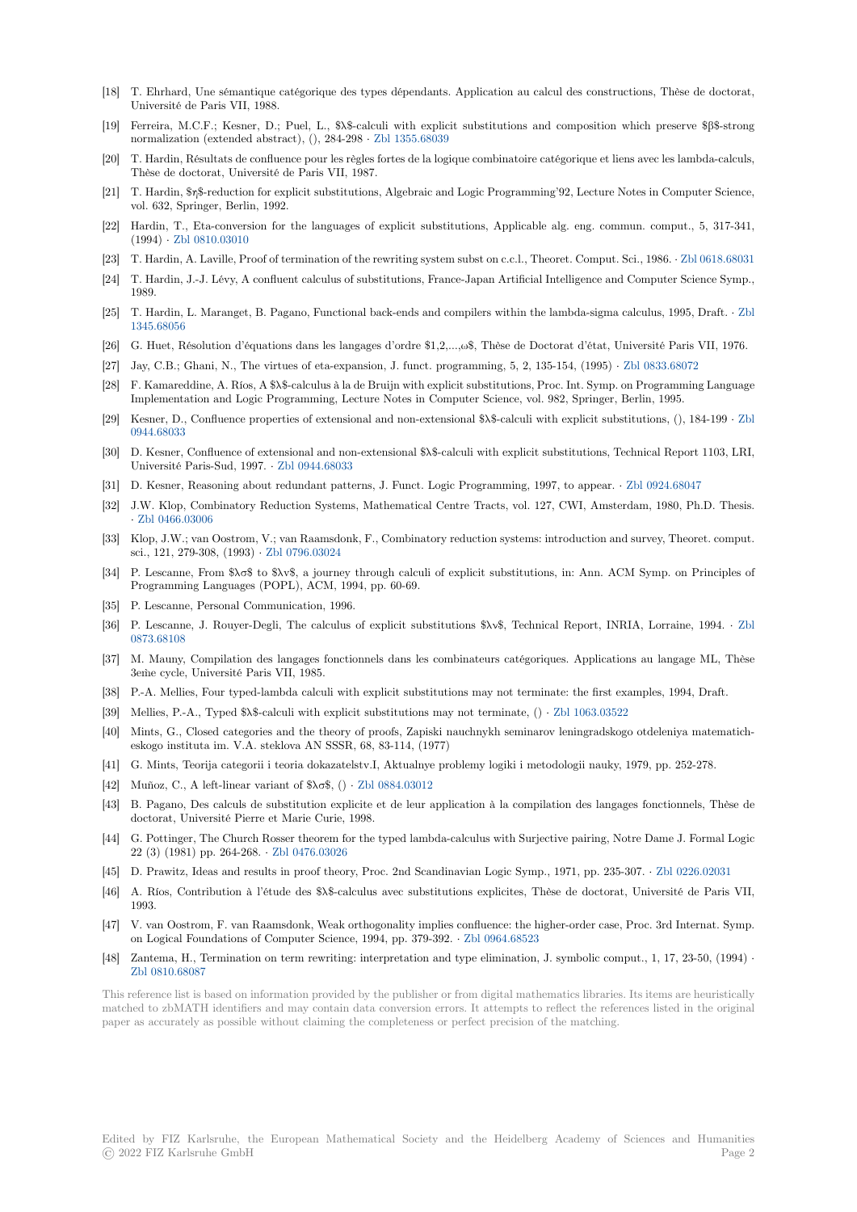- [18] T. Ehrhard, Une sémantique catégorique des types dépendants. Application au calcul des constructions, Thèse de doctorat, Université de Paris VII, 1988.
- [19] Ferreira, M.C.F.; Kesner, D.; Puel, L., $\lambda$-calculi with explicit substitutions and composition which preserve $\beta$-strong normalization (extended abstract), (), 284-298 · Zbl 1355.68039
- [20] T. Hardin, Résultats de confluence pour les règles fortes de la logique combinatoire catégorique et liens avec les lambda-calculs, Thèse de doctorat, Université de Paris VII, 1987.
- [21] T. Hardin, $\eta$-reduction for explicit substitutions, Algebraic and Logic Programming'92, Lecture Notes in Computer Science, vol. 632, Springer, Berlin, 1992.
- [22] Hardin, T., Eta-conversion for the languages of explicit substitutions, Applicable alg. eng. commun. comput., 5, 317-341, (1994) · Zbl 0810.03010
- [23] T. Hardin, A. Laville, Proof of termination of the rewriting system subst on c.c.l., Theoret. Comput. Sci., 1986. · Zbl 0618.68031
- [24] T. Hardin, J.-J. Lévy, A confluent calculus of substitutions, France-Japan Artificial Intelligence and Computer Science Symp., 1989.
- [25] T. Hardin, L. Maranget, B. Pagano, Functional back-ends and compilers within the lambda-sigma calculus, 1995, Draft. · Zbl 1345.68056
- [26] G. Huet, Résolution d'équations dans les langages d'ordre $1,2,...,\omega$, Thèse de Doctorat d'état, Université Paris VII, 1976.
- [27] Jay, C.B.; Ghani, N., The virtues of eta-expansion, J. funct. programming, 5, 2, 135-154, (1995) · Zbl 0833.68072
- [28] F. Kamareddine, A. Ríos, A $\lambda$-calculus à la de Bruijn with explicit substitutions, Proc. Int. Symp. on Programming Language Implementation and Logic Programming, Lecture Notes in Computer Science, vol. 982, Springer, Berlin, 1995.
- [29] Kesner, D., Confluence properties of extensional and non-extensional $\lambda$-calculi with explicit substitutions, (), 184-199 · Zbl 0944.68033
- [30] D. Kesner, Confluence of extensional and non-extensional $\lambda$-calculi with explicit substitutions, Technical Report 1103, LRI, Université Paris-Sud, 1997. · Zbl 0944.68033
- [31] D. Kesner, Reasoning about redundant patterns, J. Funct. Logic Programming, 1997, to appear. · Zbl 0924.68047
- [32] J.W. Klop, Combinatory Reduction Systems, Mathematical Centre Tracts, vol. 127, CWI, Amsterdam, 1980, Ph.D. Thesis. · Zbl 0466.03006
- [33] Klop, J.W.; van Oostrom, V.; van Raamsdonk, F., Combinatory reduction systems: introduction and survey, Theoret. comput. sci., 121, 279-308, (1993) · Zbl 0796.03024
- [34] P. Lescanne, From $\lambda\sigma$ to $\lambda\nu$, a journey through calculi of explicit substitutions, in: Ann. ACM Symp. on Principles of Programming Languages (POPL), ACM, 1994, pp. 60-69.
- [35] P. Lescanne, Personal Communication, 1996.
- [36] P. Lescanne, J. Rouyer-Degli, The calculus of explicit substitutions $\lambda\nu$, Technical Report, INRIA, Lorraine, 1994. · Zbl 0873.68108
- [37] M. Mauny, Compilation des langages fonctionnels dans les combinateurs catégoriques. Applications au langage ML, Thèse 3eme cycle, Université Paris VII, 1985.
- [38] P.-A. Mellies, Four typed-lambda calculi with explicit substitutions may not terminate: the first examples, 1994, Draft.
- [39] Mellies, P.-A., Typed $\lambda$-calculi with explicit substitutions may not terminate, () · Zbl 1063.03522
- [40] Mints, G., Closed categories and the theory of proofs, Zapiski nauchnykh seminarov leningradskogo otdeleniya matematicheskogo instituta im. V.A. steklova AN SSSR, 68, 83-114, (1977)
- [41] G. Mints, Teorija categorii i teoria dokazatelstv.I, Aktualnye problemy logiki i metodologii nauky, 1979, pp. 252-278.
- [42] Muñoz, C., A left-linear variant of $\lambda\sigma$, () · Zbl 0884.03012
- [43] B. Pagano, Des calculs de substitution explicite et de leur application à la compilation des langages fonctionnels, Thèse de doctorat, Université Pierre et Marie Curie, 1998.
- [44] G. Pottinger, The Church Rosser theorem for the typed lambda-calculus with Surjective pairing, Notre Dame J. Formal Logic 22 (3) (1981) pp. 264-268. · Zbl 0476.03026
- [45] D. Prawitz, Ideas and results in proof theory, Proc. 2nd Scandinavian Logic Symp., 1971, pp. 235-307. · Zbl 0226.02031
- [46] A. Ríos, Contribution à l'étude des $\lambda$-calculus avec substitutions explicites, Thèse de doctorat, Université de Paris VII, 1993.
- [47] V. van Oostrom, F. van Raamsdonk, Weak orthogonality implies confluence: the higher-order case, Proc. 3rd Internat. Symp. on Logical Foundations of Computer Science, 1994, pp. 379-392. · Zbl 0964.68523
- [48] Zantema, H., Termination on term rewriting: interpretation and type elimination, J. symbolic comput., 1, 17, 23-50, (1994) · Zbl 0810.68087

This reference list is based on information provided by the publisher or from digital mathematics libraries. Its items are heuristically matched to zbMATH identifiers and may contain data conversion errors. It attempts to reflect the references listed in the original paper as accurately as possible without claiming the completeness or perfect precision of the matching.